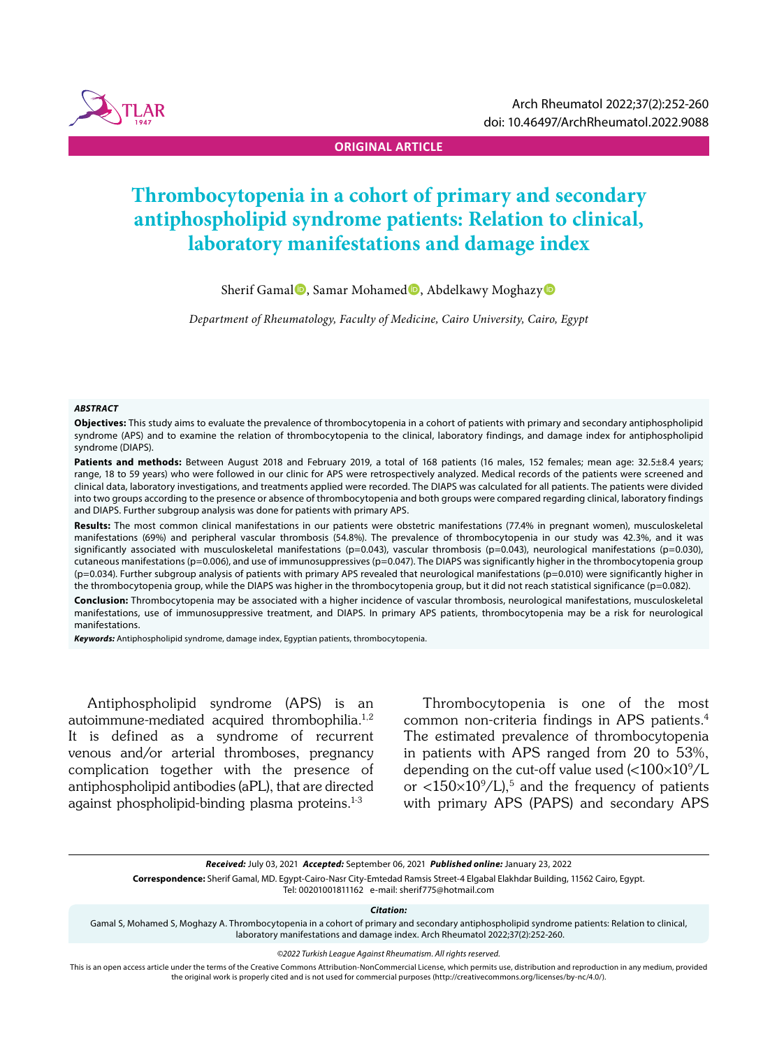ORIGINAL ARTICLE

# Thrombocytopenia in a cohort of primary and secondary antiphospholipid syndrome patients: Relation to clinical, laboratory manifestations and damage index

Sherif Gamal, Samar Mohamed, Abdelkawy Moghazy

*Department of Rheumatology, Faculty of Medicine, Cairo University, Cairo, Egypt*

### ABSTRACT

**Objectives:** This study aims to evaluate the prevalence of thrombocytopenia in a cohort of patients with primary and secondary antiphospholipid syndrome (APS) and to examine the relation of thrombocytopenia to the clinical, laboratory findings, and damage index for antiphospholipid syndrome (DIAPS).

**Patients and methods:** Between August 2018 and February 2019, a total of 168 patients (16 males, 152 females; mean age: 32.5±8.4 years; range, 18 to 59 years) who were followed in our clinic for APS were retrospectively analyzed. Medical records of the patients were screened and clinical data, laboratory investigations, and treatments applied were recorded. The DIAPS was calculated for all patients. The patients were divided into two groups according to the presence or absence of thrombocytopenia and both groups were compared regarding clinical, laboratory findings and DIAPS. Further subgroup analysis was done for patients with primary APS.

**Results:** The most common clinical manifestations in our patients were obstetric manifestations (77.4% in pregnant women), musculoskeletal manifestations (69%) and peripheral vascular thrombosis (54.8%). The prevalence of thrombocytopenia in our study was 42.3%, and it was significantly associated with musculoskeletal manifestations (p=0.043), vascular thrombosis (p=0.043), neurological manifestations (p=0.030), cutaneous manifestations (p=0.006), and use of immunosuppressives (p=0.047). The DIAPS was significantly higher in the thrombocytopenia group (p=0.034). Further subgroup analysis of patients with primary APS revealed that neurological manifestations (p=0.010) were significantly higher in the thrombocytopenia group, while the DIAPS was higher in the thrombocytopenia group, but it did not reach statistical significance (p=0.082).

**Conclusion:** Thrombocytopenia may be associated with a higher incidence of vascular thrombosis, neurological manifestations, musculoskeletal manifestations, use of immunosuppressive treatment, and DIAPS. In primary APS patients, thrombocytopenia may be a risk for neurological manifestations.

***Keywords:*** Antiphospholipid syndrome, damage index, Egyptian patients, thrombocytopenia.

Antiphospholipid syndrome (APS) is an autoimmune-mediated acquired thrombophilia.[1,2] It is defined as a syndrome of recurrent venous and/or arterial thromboses, pregnancy complication together with the presence of antiphospholipid antibodies (aPL), that are directed against phospholipid-binding plasma proteins.[1-3]

Thrombocytopenia is one of the most common non-criteria findings in APS patients.[4] The estimated prevalence of thrombocytopenia in patients with APS ranged from 20 to 53%, depending on the cut-off value used ($<100\times10^9$/L or $<150\times10^9$/L),[5] and the frequency of patients with primary APS (PAPS) and secondary APS

***Received:*** July 03, 2021 ***Accepted:*** September 06, 2021 ***Published online:*** January 23, 2022

**Correspondence:** Sherif Gamal, MD. Egypt-Cairo-Nasr City-Emtedad Ramsis Street-4 Elgabal Elakhdar Building, 11562 Cairo, Egypt. Tel: 00201001811162 e-mail: sherif775@hotmail.com

***Citation:***
Gamal S, Mohamed S, Moghazy A. Thrombocytopenia in a cohort of primary and secondary antiphospholipid syndrome patients: Relation to clinical, laboratory manifestations and damage index. Arch Rheumatol 2022;37(2):252-260.

*©2022 Turkish League Against Rheumatism. All rights reserved.*

This is an open access article under the terms of the Creative Commons Attribution-NonCommercial License, which permits use, distribution and reproduction in any medium, provided the original work is properly cited and is not used for commercial purposes (http://creativecommons.org/licenses/by-nc/4.0/).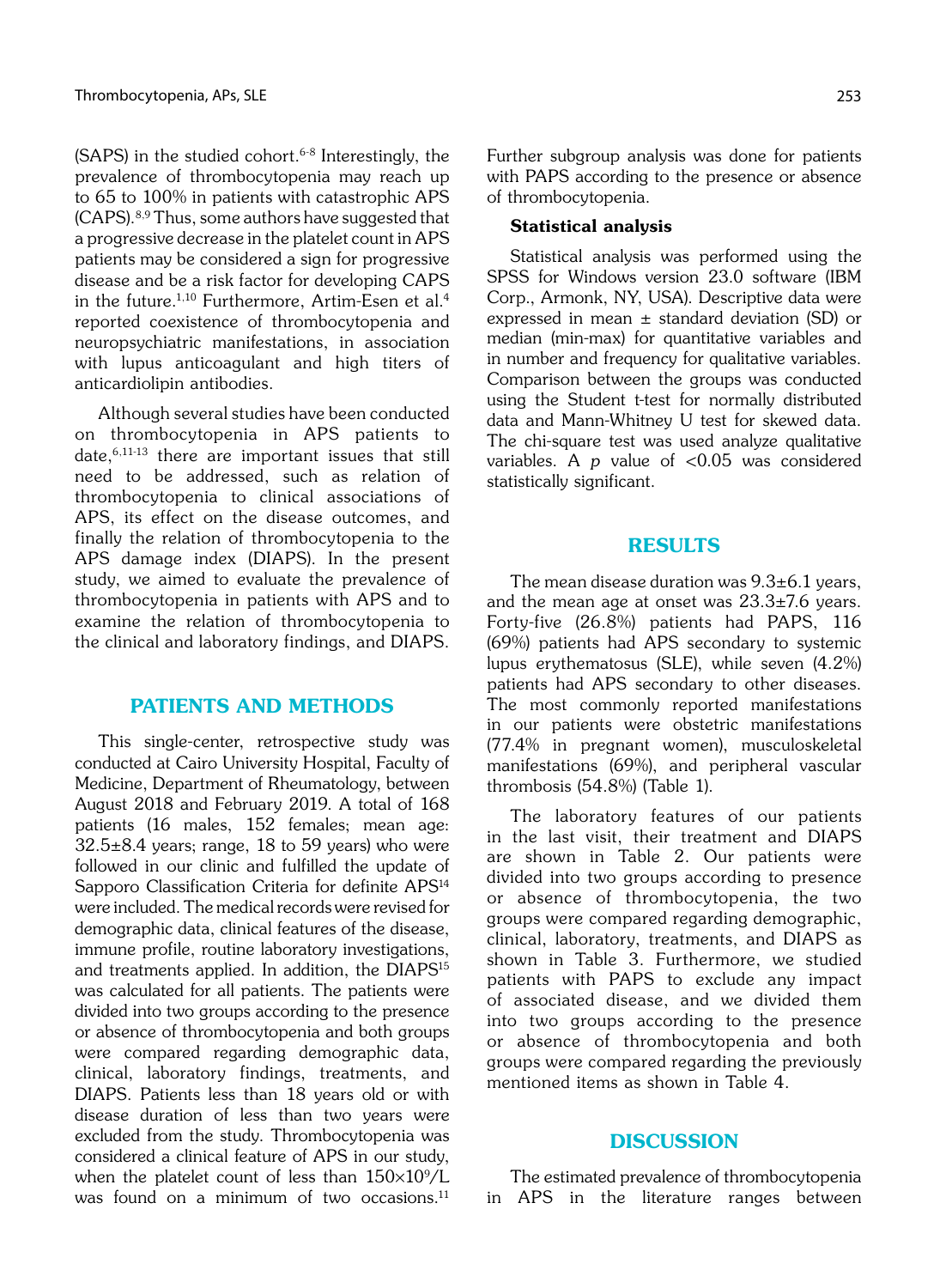(SAPS) in the studied cohort.[6-8] Interestingly, the prevalence of thrombocytopenia may reach up to 65 to 100% in patients with catastrophic APS (CAPS).[8,9] Thus, some authors have suggested that a progressive decrease in the platelet count in APS patients may be considered a sign for progressive disease and be a risk factor for developing CAPS in the future.[1,10] Furthermore, Artim-Esen et al.[4] reported coexistence of thrombocytopenia and neuropsychiatric manifestations, in association with lupus anticoagulant and high titers of anticardiolipin antibodies.

Although several studies have been conducted on thrombocytopenia in APS patients to date,[6,11-13] there are important issues that still need to be addressed, such as relation of thrombocytopenia to clinical associations of APS, its effect on the disease outcomes, and finally the relation of thrombocytopenia to the APS damage index (DIAPS). In the present study, we aimed to evaluate the prevalence of thrombocytopenia in patients with APS and to examine the relation of thrombocytopenia to the clinical and laboratory findings, and DIAPS.

## PATIENTS AND METHODS

This single-center, retrospective study was conducted at Cairo University Hospital, Faculty of Medicine, Department of Rheumatology, between August 2018 and February 2019. A total of 168 patients (16 males, 152 females; mean age: 32.5±8.4 years; range, 18 to 59 years) who were followed in our clinic and fulfilled the update of Sapporo Classification Criteria for definite APS[14] were included. The medical records were revised for demographic data, clinical features of the disease, immune profile, routine laboratory investigations, and treatments applied. In addition, the DIAPS[15] was calculated for all patients. The patients were divided into two groups according to the presence or absence of thrombocytopenia and both groups were compared regarding demographic data, clinical, laboratory findings, treatments, and DIAPS. Patients less than 18 years old or with disease duration of less than two years were excluded from the study. Thrombocytopenia was considered a clinical feature of APS in our study, when the platelet count of less than $150\times10^9$/L was found on a minimum of two occasions.[11] Further subgroup analysis was done for patients with PAPS according to the presence or absence of thrombocytopenia.

### Statistical analysis

Statistical analysis was performed using the SPSS for Windows version 23.0 software (IBM Corp., Armonk, NY, USA). Descriptive data were expressed in mean ± standard deviation (SD) or median (min-max) for quantitative variables and in number and frequency for qualitative variables. Comparison between the groups was conducted using the Student t-test for normally distributed data and Mann-Whitney U test for skewed data. The chi-square test was used analyze qualitative variables. A *p* value of <0.05 was considered statistically significant.

## RESULTS

The mean disease duration was 9.3±6.1 years, and the mean age at onset was 23.3±7.6 years. Forty-five (26.8%) patients had PAPS, 116 (69%) patients had APS secondary to systemic lupus erythematosus (SLE), while seven (4.2%) patients had APS secondary to other diseases. The most commonly reported manifestations in our patients were obstetric manifestations (77.4% in pregnant women), musculoskeletal manifestations (69%), and peripheral vascular thrombosis (54.8%) (Table 1).

The laboratory features of our patients in the last visit, their treatment and DIAPS are shown in Table 2. Our patients were divided into two groups according to presence or absence of thrombocytopenia, the two groups were compared regarding demographic, clinical, laboratory, treatments, and DIAPS as shown in Table 3. Furthermore, we studied patients with PAPS to exclude any impact of associated disease, and we divided them into two groups according to the presence or absence of thrombocytopenia and both groups were compared regarding the previously mentioned items as shown in Table 4.

## DISCUSSION

The estimated prevalence of thrombocytopenia in APS in the literature ranges between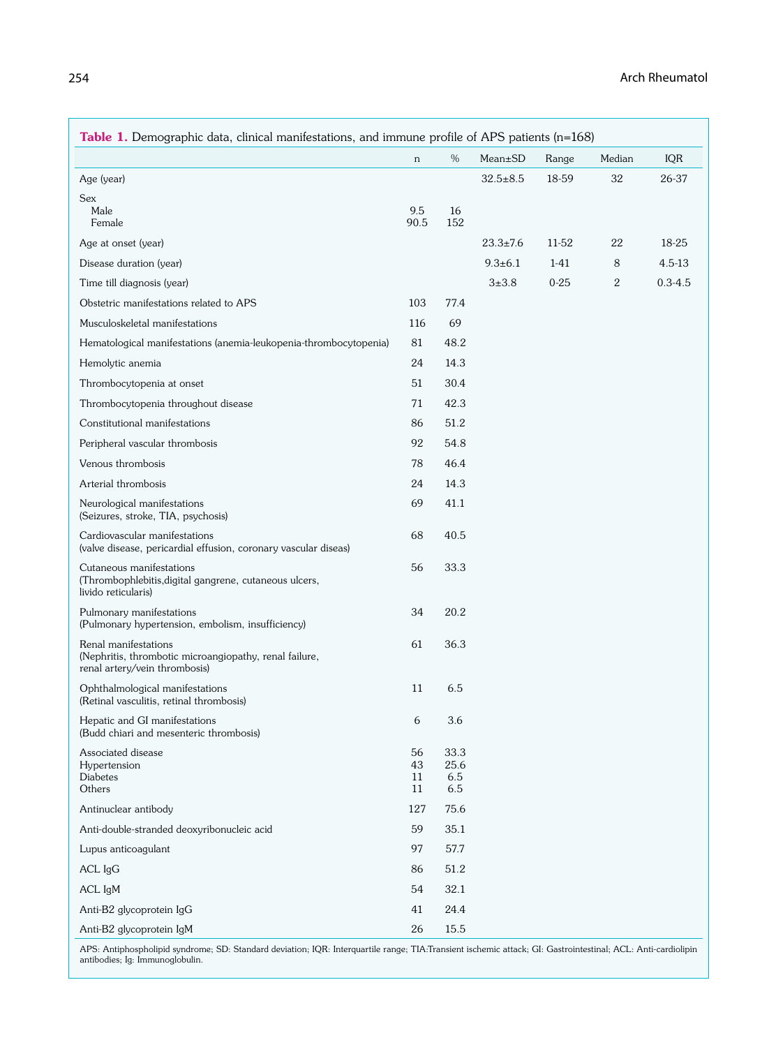**Table 1.** Demographic data, clinical manifestations, and immune profile of APS patients (n=168)

| | n | % | Mean±SD | Range | Median | IQR |
|---|---|---|---|---|---|---|
| Age (year) | | | 32.5±8.5 | 18-59 | 32 | 26-37 |
| Sex | | | | | | |
| Male | 9.5 | 16 | | | | |
| Female | 90.5 | 152 | | | | |
| Age at onset (year) | | | 23.3±7.6 | 11-52 | 22 | 18-25 |
| Disease duration (year) | | | 9.3±6.1 | 1-41 | 8 | 4.5-13 |
| Time till diagnosis (year) | | | 3±3.8 | 0-25 | 2 | 0.3-4.5 |
| Obstetric manifestations related to APS | 103 | 77.4 | | | | |
| Musculoskeletal manifestations | 116 | 69 | | | | |
| Hematological manifestations (anemia-leukopenia-thrombocytopenia) | 81 | 48.2 | | | | |
| Hemolytic anemia | 24 | 14.3 | | | | |
| Thrombocytopenia at onset | 51 | 30.4 | | | | |
| Thrombocytopenia throughout disease | 71 | 42.3 | | | | |
| Constitutional manifestations | 86 | 51.2 | | | | |
| Peripheral vascular thrombosis | 92 | 54.8 | | | | |
| Venous thrombosis | 78 | 46.4 | | | | |
| Arterial thrombosis | 24 | 14.3 | | | | |
| Neurological manifestations (Seizures, stroke, TIA, psychosis) | 69 | 41.1 | | | | |
| Cardiovascular manifestations (valve disease, pericardial effusion, coronary vascular diseas) | 68 | 40.5 | | | | |
| Cutaneous manifestations (Thrombophlebitis,digital gangrene, cutaneous ulcers, livido reticularis) | 56 | 33.3 | | | | |
| Pulmonary manifestations (Pulmonary hypertension, embolism, insufficiency) | 34 | 20.2 | | | | |
| Renal manifestations (Nephritis, thrombotic microangiopathy, renal failure, renal artery/vein thrombosis) | 61 | 36.3 | | | | |
| Ophthalmological manifestations (Retinal vasculitis, retinal thrombosis) | 11 | 6.5 | | | | |
| Hepatic and GI manifestations (Budd chiari and mesenteric thrombosis) | 6 | 3.6 | | | | |
| Associated disease | 56 | 33.3 | | | | |
| Hypertension | 43 | 25.6 | | | | |
| Diabetes | 11 | 6.5 | | | | |
| Others | 11 | 6.5 | | | | |
| Antinuclear antibody | 127 | 75.6 | | | | |
| Anti-double-stranded deoxyribonucleic acid | 59 | 35.1 | | | | |
| Lupus anticoagulant | 97 | 57.7 | | | | |
| ACL IgG | 86 | 51.2 | | | | |
| ACL IgM | 54 | 32.1 | | | | |
| Anti-B2 glycoprotein IgG | 41 | 24.4 | | | | |
| Anti-B2 glycoprotein IgM | 26 | 15.5 | | | | |

APS: Antiphospholipid syndrome; SD: Standard deviation; IQR: Interquartile range; TIA:Transient ischemic attack; GI: Gastrointestinal; ACL: Anti-cardiolipin antibodies; Ig: Immunoglobulin.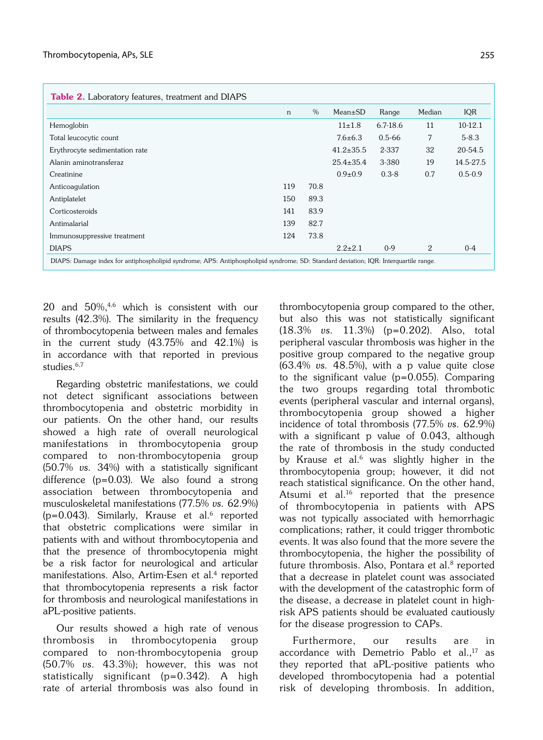**Table 2.** Laboratory features, treatment and DIAPS

| | n | % | Mean±SD | Range | Median | IQR |
|---|---|---|---|---|---|---|
| Hemoglobin | | | 11±1.8 | 6.7-18.6 | 11 | 10-12.1 |
| Total leucocytic count | | | 7.6±6.3 | 0.5-66 | 7 | 5-8.3 |
| Erythrocyte sedimentation rate | | | 41.2±35.5 | 2-337 | 32 | 20-54.5 |
| Alanin aminotransferaz | | | 25.4±35.4 | 3-380 | 19 | 14.5-27.5 |
| Creatinine | | | 0.9±0.9 | 0.3-8 | 0.7 | 0.5-0.9 |
| Anticoagulation | 119 | 70.8 | | | | |
| Antiplatelet | 150 | 89.3 | | | | |
| Corticosteroids | 141 | 83.9 | | | | |
| Antimalarial | 139 | 82.7 | | | | |
| Immunosuppressive treatment | 124 | 73.8 | | | | |
| DIAPS | | | 2.2±2.1 | 0-9 | 2 | 0-4 |

DIAPS: Damage index for antiphospholipid syndrome; APS: Antiphospholipid syndrome; SD: Standard deviation; IQR: Interquartile range.

20 and 50%,[4,6] which is consistent with our results (42.3%). The similarity in the frequency of thrombocytopenia between males and females in the current study (43.75% and 42.1%) is in accordance with that reported in previous studies.[6,7]

Regarding obstetric manifestations, we could not detect significant associations between thrombocytopenia and obstetric morbidity in our patients. On the other hand, our results showed a high rate of overall neurological manifestations in thrombocytopenia group compared to non-thrombocytopenia group (50.7% *vs.* 34%) with a statistically significant difference (p=0.03). We also found a strong association between thrombocytopenia and musculoskeletal manifestations (77.5% *vs.* 62.9%) (p=0.043). Similarly, Krause et al.[6] reported that obstetric complications were similar in patients with and without thrombocytopenia and that the presence of thrombocytopenia might be a risk factor for neurological and articular manifestations. Also, Artim-Esen et al.[4] reported that thrombocytopenia represents a risk factor for thrombosis and neurological manifestations in aPL-positive patients.

Our results showed a high rate of venous thrombosis in thrombocytopenia group compared to non-thrombocytopenia group (50.7% *vs.* 43.3%); however, this was not statistically significant (p=0.342). A high rate of arterial thrombosis was also found in thrombocytopenia group compared to the other, but also this was not statistically significant (18.3% *vs.* 11.3%) (p=0.202). Also, total peripheral vascular thrombosis was higher in the positive group compared to the negative group (63.4% *vs.* 48.5%), with a p value quite close to the significant value (p=0.055). Comparing the two groups regarding total thrombotic events (peripheral vascular and internal organs), thrombocytopenia group showed a higher incidence of total thrombosis (77.5% *vs.* 62.9%) with a significant p value of 0.043, although the rate of thrombosis in the study conducted by Krause et al.[6] was slightly higher in the thrombocytopenia group; however, it did not reach statistical significance. On the other hand, Atsumi et al.[16] reported that the presence of thrombocytopenia in patients with APS was not typically associated with hemorrhagic complications; rather, it could trigger thrombotic events. It was also found that the more severe the thrombocytopenia, the higher the possibility of future thrombosis. Also, Pontara et al.[8] reported that a decrease in platelet count was associated with the development of the catastrophic form of the disease, a decrease in platelet count in high-risk APS patients should be evaluated cautiously for the disease progression to CAPs.

Furthermore, our results are in accordance with Demetrio Pablo et al.,[17] as they reported that aPL-positive patients who developed thrombocytopenia had a potential risk of developing thrombosis. In addition,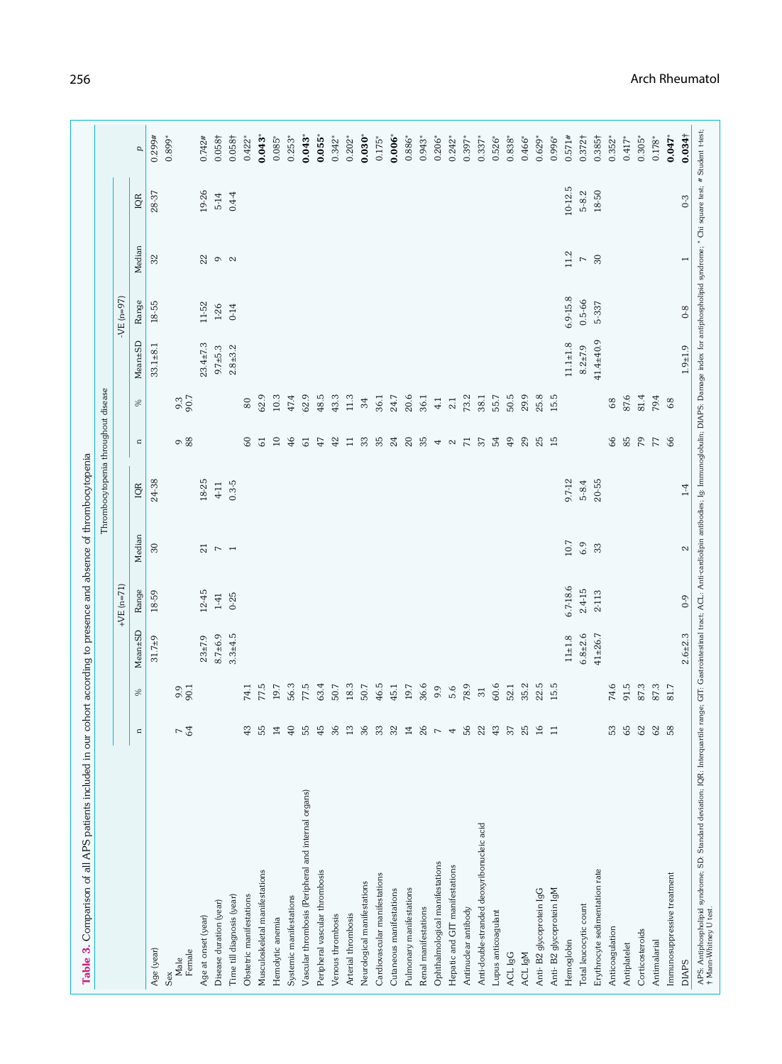**Table 3.** Comparison of all APS patients included in our cohort according to presence and absence of thrombocytopenia

| | Thrombocytopenia throughout disease | | | | | | | | | | | | | |
|---|---|---|---|---|---|---|---|---|---|---|---|---|---|---|
| | +VE (n=71) | | | | | | -VE (n=97) | | | | | | | |
| | n | % | Mean±SD | Range | Median | IQR | n | % | Mean±SD | Range | Median | IQR | *p* |
| Age (year) | | | 31.7±9 | 18-59 | 30 | 24-38 | | | 33.1±8.1 | 18-55 | 32 | 28-37 | 0.299# |
| Sex | | | | | | | | | | | | | 0.899* |
| Male | 7 | 9.9 | | | | | 9 | 9.3 | | | | | |
| Female | 64 | 90.1 | | | | | 88 | 90.7 | | | | | |
| Age at onset (year) | | | 23±7.9 | 12-45 | 21 | 18-25 | | | 23.4±7.3 | 11-52 | 22 | 19-26 | 0.742# |
| Disease duration (year) | | | 8.7±6.9 | 1-41 | 7 | 4-11 | | | 9.7±5.3 | 1-26 | 9 | 5-14 | 0.058† |
| Time till diagnosis (year) | | | 3.3±4.5 | 0-25 | 1 | 0.3-5 | | | 2.8±3.2 | 0-14 | 2 | 0.4-4 | 0.058† |
| Obstetric manifestations | 43 | 74.1 | | | | | 60 | 80 | | | | | 0.422* |
| Musculoskeletal manifestations | 55 | 77.5 | | | | | 61 | 62.9 | | | | | **0.043*** |
| Hemolytic anemia | 14 | 19.7 | | | | | 10 | 10.3 | | | | | 0.085* |
| Systemic manifestations | 40 | 56.3 | | | | | 46 | 47.4 | | | | | 0.253* |
| Vascular thrombosis (Peripheral and internal organs) | 55 | 77.5 | | | | | 61 | 62.9 | | | | | **0.043*** |
| Peripheral vascular thrombosis | 45 | 63.4 | | | | | 47 | 48.5 | | | | | **0.055*** |
| Venous thrombosis | 36 | 50.7 | | | | | 42 | 43.3 | | | | | 0.342* |
| Arterial thrombosis | 13 | 18.3 | | | | | 11 | 11.3 | | | | | 0.202* |
| Neurological manifestations | 36 | 50.7 | | | | | 33 | 34 | | | | | **0.030*** |
| Cardiovascular manifestations | 33 | 46.5 | | | | | 35 | 36.1 | | | | | 0.175* |
| Cutaneous manifestations | 32 | 45.1 | | | | | 24 | 24.7 | | | | | **0.006*** |
| Pulmonary manifestations | 14 | 19.7 | | | | | 20 | 20.6 | | | | | 0.886* |
| Renal manifestations | 26 | 36.6 | | | | | 35 | 36.1 | | | | | 0.943* |
| Ophthalmological manifestations | 7 | 9.9 | | | | | 4 | 4.1 | | | | | 0.206* |
| Hepatic and GIT manifestations | 4 | 5.6 | | | | | 2 | 2.1 | | | | | 0.242* |
| Antinuclear antibody | 56 | 78.9 | | | | | 71 | 73.2 | | | | | 0.397* |
| Anti-double-stranded deoxyribonucleic acid | 22 | 31 | | | | | 37 | 38.1 | | | | | 0.337* |
| Lupus anticoagulant | 43 | 60.6 | | | | | 54 | 55.7 | | | | | 0.526* |
| ACL IgG | 37 | 52.1 | | | | | 49 | 50.5 | | | | | 0.838* |
| ACL IgM | 25 | 35.2 | | | | | 29 | 29.9 | | | | | 0.466* |
| Anti- B2 glycoprotein IgG | 16 | 22.5 | | | | | 25 | 25.8 | | | | | 0.629* |
| Anti- B2 glycoprotein IgM | 11 | 15.5 | | | | | 15 | 15.5 | | | | | 0.996* |
| Hemoglobin | | | 11±1.8 | 6.7-18.6 | 10.7 | 9.7-12 | | | 11.1±1.8 | 6.9-15.8 | 11.2 | 10-12.5 | 0.571# |
| Total leucocytic count | | | 6.8±2.6 | 2.4-15 | 6.9 | 5-8.4 | | | 8.2±7.9 | 0.5-66 | 7 | 5-8.2 | 0.372† |
| Erythrocyte sedimentation rate | | | 41±26.7 | 2-113 | 33 | 20-55 | | | 41.4±40.9 | 5-337 | 30 | 18-50 | 0.385† |
| Anticoagulation | 53 | 74.6 | | | | | 66 | 68 | | | | | 0.352* |
| Antiplatelet | 65 | 91.5 | | | | | 85 | 87.6 | | | | | 0.417* |
| Corticosteroids | 62 | 87.3 | | | | | 79 | 81.4 | | | | | 0.305* |
| Antimalarial | 62 | 87.3 | | | | | 77 | 79.4 | | | | | 0.178* |
| Immunosuppressive treatment | 58 | 81.7 | | | | | 66 | 68 | | | | | **0.047*** |
| DIAPS | | | 2.6±2.3 | 0-9 | 2 | 1-4 | | | 1.9±1.9 | 0-8 | 1 | 0-3 | **0.034†** |

APS: Antiphospholipid syndrome; SD: Standard deviation; IQR: Interquartile range; GIT: Gastrointestinal tract; ACL: Anti-cardiolipin antibodies; Ig: Immunoglobulin; DIAPS: Damage index for antiphospholipid syndrome; * Chi square test; # Student t-test; † Mann-Whitney U test.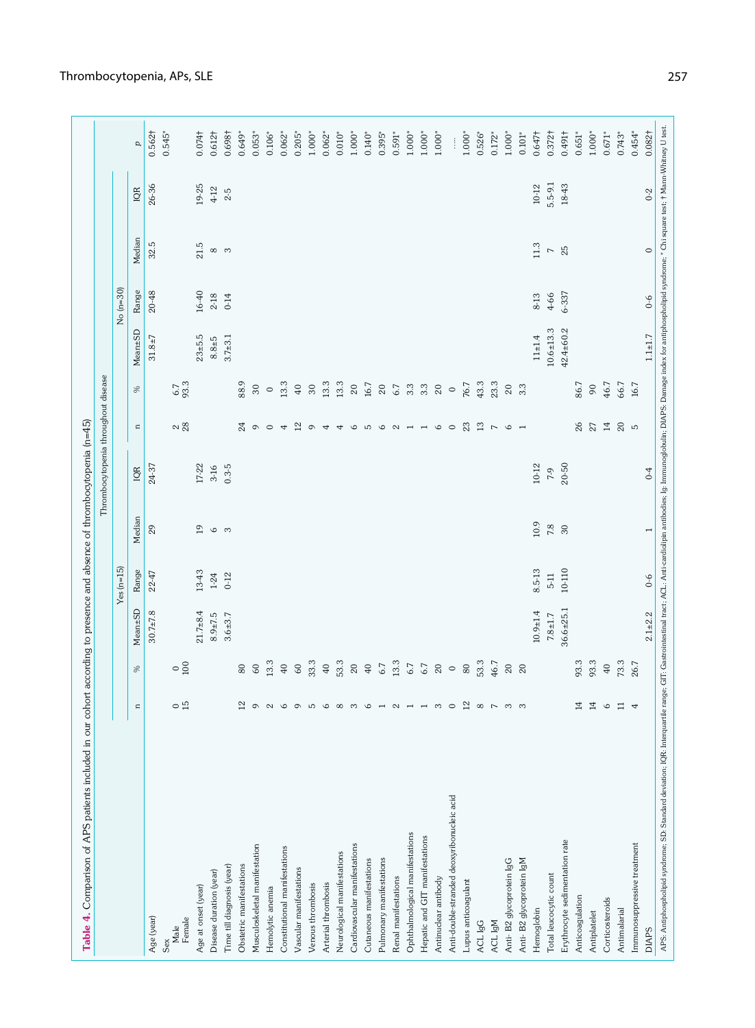**Table 4.** Comparison of APS patients included in our cohort according to presence and absence of thrombocytopenia (n=45)

| | Thrombocytopenia throughout disease | | | | | | | | | | | | | |
|---|---|---|---|---|---|---|---|---|---|---|---|---|---|---|
| | Yes (n=15) | | | | | | No (n=30) | | | | | | | |
| | n | % | Mean±SD | Range | Median | IQR | n | % | Mean±SD | Range | Median | IQR | p |
| Age (year) | | | 30.7±7.8 | 22-47 | 29 | 24-37 | | | 31.8±7 | 20-48 | 32.5 | 26-36 | 0.562† |
| Sex | | | | | | | | | | | | | 0.545* |
| Male | 0 | 0 | | | | | 2 | 6.7 | | | | | |
| Female | 15 | 100 | | | | | 28 | 93.3 | | | | | |
| Age at onset (year) | | | 21.7±8.4 | 13-43 | 19 | 17-22 | | | 23±5.5 | 16-40 | 21.5 | 19-25 | 0.074† |
| Disease duration (year) | | | 8.9±7.5 | 1-24 | 6 | 3-16 | | | 8.8±5 | 2-18 | 8 | 4-12 | 0.612† |
| Time till diagnosis (year) | | | 3.6±3.7 | 0-12 | 3 | 0.3-5 | | | 3.7±3.1 | 0-14 | 3 | 2-5 | 0.698† |
| Obstetric manifestations | 12 | 80 | | | | | 24 | 88.9 | | | | | 0.649* |
| Musculoskeletal manifestation | 9 | 60 | | | | | 9 | 30 | | | | | 0.053* |
| Hemolytic anemia | 2 | 13.3 | | | | | 0 | 0 | | | | | 0.106* |
| Constitutional manifestations | 6 | 40 | | | | | 4 | 13.3 | | | | | 0.062* |
| Vascular manifestations | 9 | 60 | | | | | 12 | 40 | | | | | 0.205* |
| Venous thrombosis | 5 | 33.3 | | | | | 9 | 30 | | | | | 1.000* |
| Arterial thrombosis | 6 | 40 | | | | | 4 | 13.3 | | | | | 0.062* |
| Neurological manifestations | 8 | 53.3 | | | | | 4 | 13.3 | | | | | 0.010* |
| Cardiovascular manifestations | 3 | 20 | | | | | 6 | 20 | | | | | 1.000* |
| Cutaneous manifestations | 6 | 40 | | | | | 5 | 16.7 | | | | | 0.140* |
| Pulmonary manifestations | 1 | 6.7 | | | | | 6 | 20 | | | | | 0.395* |
| Renal manifestations | 2 | 13.3 | | | | | 2 | 6.7 | | | | | 0.591* |
| Ophthalmological manifestations | 1 | 6.7 | | | | | 1 | 3.3 | | | | | 1.000* |
| Hepatic and GIT manifestations | 1 | 6.7 | | | | | 1 | 3.3 | | | | | 1.000* |
| Antinuclear antibody | 3 | 20 | | | | | 6 | 20 | | | | | 1.000* |
| Anti-double-stranded deoxyribonucleic acid | 0 | 0 | | | | | 0 | 0 | | | | | ….. |
| Lupus anticoagulant | 12 | 80 | | | | | 23 | 76.7 | | | | | 1.000* |
| ACL IgG | 8 | 53.3 | | | | | 13 | 43.3 | | | | | 0.526* |
| ACL IgM | 7 | 46.7 | | | | | 7 | 23.3 | | | | | 0.172* |
| Anti- B2 glycoprotein IgG | 3 | 20 | | | | | 6 | 20 | | | | | 1.000* |
| Anti- B2 glycoprotein IgM | 3 | 20 | | | | | 1 | 3.3 | | | | | 0.101* |
| Hemoglobin | | | 10.9±1.4 | 8.5-13 | 10.9 | 10-12 | | | 11±1.4 | 8-13 | 11.3 | 10-12 | 0.647† |
| Total leucocytic count | | | 7.8±1.7 | 5-11 | 7.8 | 7-9 | | | 10.6±13.3 | 4-66 | 7 | 5.5-9.1 | 0.372† |
| Erythrocyte sedimentation rate | | | 36.6±25.1 | 10-110 | 30 | 20-50 | | | 42.4±60.2 | 6-337 | 25 | 18-43 | 0.491† |
| Anticoagulation | 14 | 93.3 | | | | | 26 | 86.7 | | | | | 0.651* |
| Antiplatelet | 14 | 93.3 | | | | | 27 | 90 | | | | | 1.000* |
| Corticosteroids | 6 | 40 | | | | | 14 | 46.7 | | | | | 0.671* |
| Antimalarial | 11 | 73.3 | | | | | 20 | 66.7 | | | | | 0.743* |
| Immunosuppressive treatment | 4 | 26.7 | | | | | 5 | 16.7 | | | | | 0.454* |
| DIAPS | | | 2.1±2.2 | 0-6 | 1 | 0-4 | | | 1.1±1.7 | 0-6 | 0 | 0-2 | 0.082† |

APS: Antiphospholipid syndrome; SD: Standard deviation; IQR: Interquartile range; GIT: Gastrointestinal tract; ACL: Anti-cardiolipin antibodies; Ig: Immunoglobulin; DIAPS: Damage index for antiphospholipid syndrome; * Chi square test; † Mann-Whitney U test.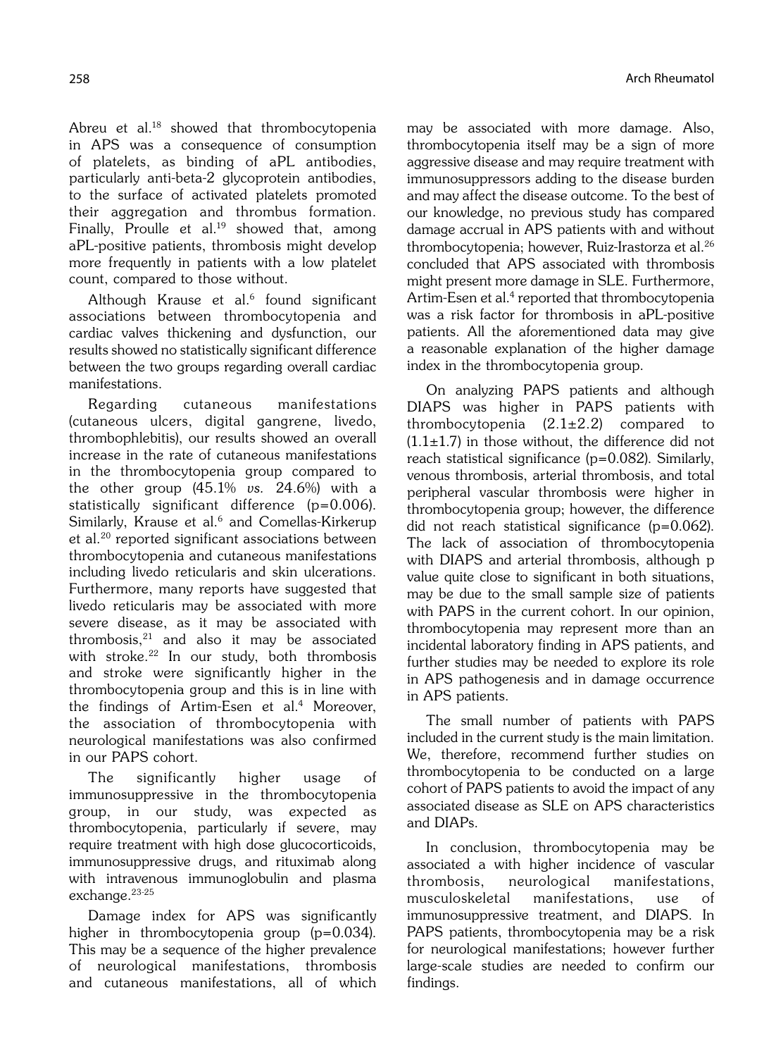Abreu et al.[18] showed that thrombocytopenia in APS was a consequence of consumption of platelets, as binding of aPL antibodies, particularly anti-beta-2 glycoprotein antibodies, to the surface of activated platelets promoted their aggregation and thrombus formation. Finally, Proulle et al.[19] showed that, among aPL-positive patients, thrombosis might develop more frequently in patients with a low platelet count, compared to those without.

Although Krause et al.[6] found significant associations between thrombocytopenia and cardiac valves thickening and dysfunction, our results showed no statistically significant difference between the two groups regarding overall cardiac manifestations.

Regarding cutaneous manifestations (cutaneous ulcers, digital gangrene, livedo, thrombophlebitis), our results showed an overall increase in the rate of cutaneous manifestations in the thrombocytopenia group compared to the other group (45.1% *vs.* 24.6%) with a statistically significant difference (p=0.006). Similarly, Krause et al.[6] and Comellas-Kirkerup et al.[20] reported significant associations between thrombocytopenia and cutaneous manifestations including livedo reticularis and skin ulcerations. Furthermore, many reports have suggested that livedo reticularis may be associated with more severe disease, as it may be associated with thrombosis,[21] and also it may be associated with stroke.[22] In our study, both thrombosis and stroke were significantly higher in the thrombocytopenia group and this is in line with the findings of Artim-Esen et al.[4] Moreover, the association of thrombocytopenia with neurological manifestations was also confirmed in our PAPS cohort.

The significantly higher usage of immunosuppressive in the thrombocytopenia group, in our study, was expected as thrombocytopenia, particularly if severe, may require treatment with high dose glucocorticoids, immunosuppressive drugs, and rituximab along with intravenous immunoglobulin and plasma exchange.[23-25]

Damage index for APS was significantly higher in thrombocytopenia group (p=0.034). This may be a sequence of the higher prevalence of neurological manifestations, thrombosis and cutaneous manifestations, all of which may be associated with more damage. Also, thrombocytopenia itself may be a sign of more aggressive disease and may require treatment with immunosuppressors adding to the disease burden and may affect the disease outcome. To the best of our knowledge, no previous study has compared damage accrual in APS patients with and without thrombocytopenia; however, Ruiz-Irastorza et al.[26] concluded that APS associated with thrombosis might present more damage in SLE. Furthermore, Artim-Esen et al.[4] reported that thrombocytopenia was a risk factor for thrombosis in aPL-positive patients. All the aforementioned data may give a reasonable explanation of the higher damage index in the thrombocytopenia group.

On analyzing PAPS patients and although DIAPS was higher in PAPS patients with thrombocytopenia (2.1±2.2) compared to (1.1±1.7) in those without, the difference did not reach statistical significance (p=0.082). Similarly, venous thrombosis, arterial thrombosis, and total peripheral vascular thrombosis were higher in thrombocytopenia group; however, the difference did not reach statistical significance (p=0.062). The lack of association of thrombocytopenia with DIAPS and arterial thrombosis, although p value quite close to significant in both situations, may be due to the small sample size of patients with PAPS in the current cohort. In our opinion, thrombocytopenia may represent more than an incidental laboratory finding in APS patients, and further studies may be needed to explore its role in APS pathogenesis and in damage occurrence in APS patients.

The small number of patients with PAPS included in the current study is the main limitation. We, therefore, recommend further studies on thrombocytopenia to be conducted on a large cohort of PAPS patients to avoid the impact of any associated disease as SLE on APS characteristics and DIAPs.

In conclusion, thrombocytopenia may be associated a with higher incidence of vascular thrombosis, neurological manifestations, musculoskeletal manifestations, use of immunosuppressive treatment, and DIAPS. In PAPS patients, thrombocytopenia may be a risk for neurological manifestations; however further large-scale studies are needed to confirm our findings.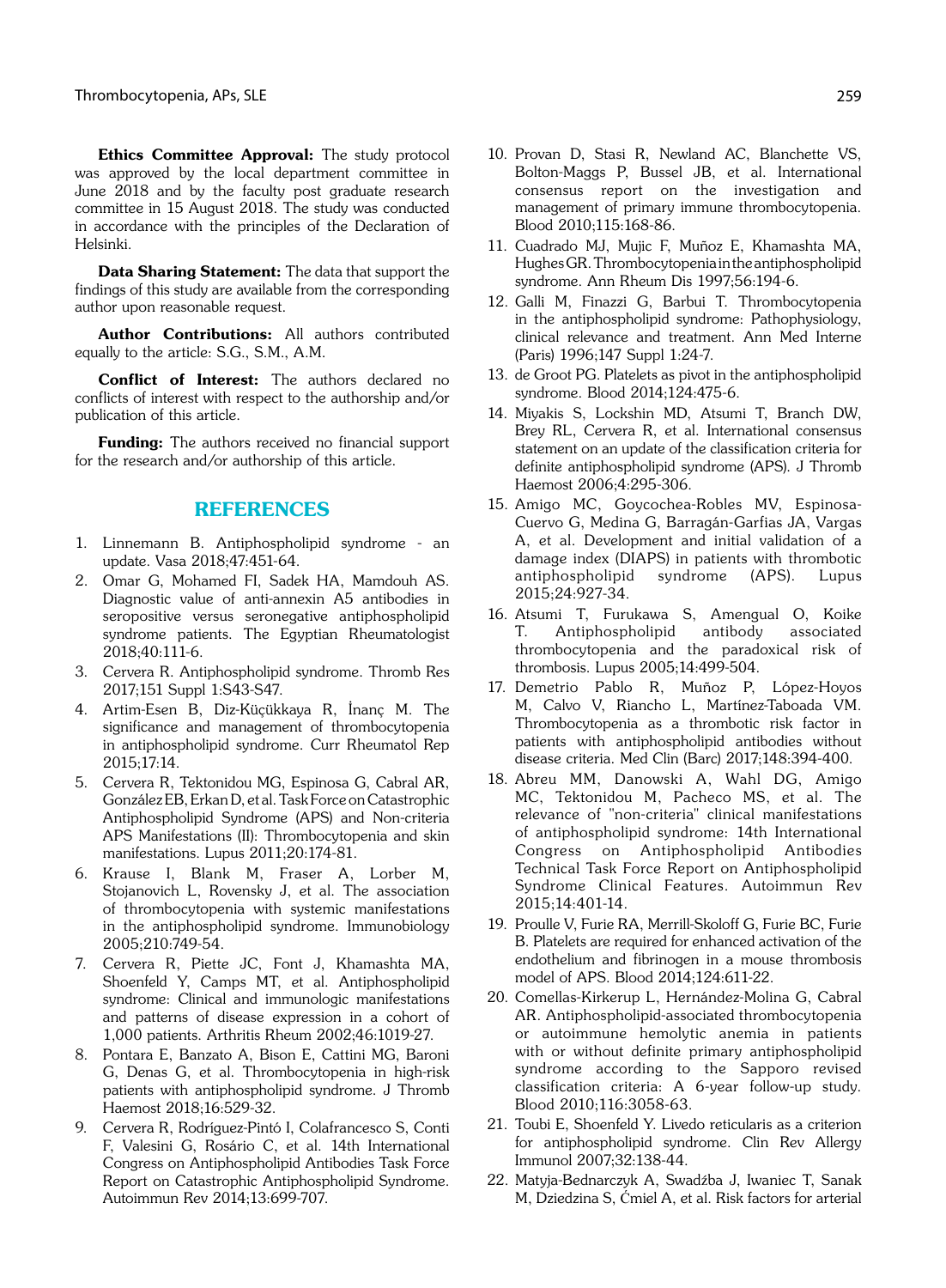**Ethics Committee Approval:** The study protocol was approved by the local department committee in June 2018 and by the faculty post graduate research committee in 15 August 2018. The study was conducted in accordance with the principles of the Declaration of Helsinki.

**Data Sharing Statement:** The data that support the findings of this study are available from the corresponding author upon reasonable request.

**Author Contributions:** All authors contributed equally to the article: S.G., S.M., A.M.

**Conflict of Interest:** The authors declared no conflicts of interest with respect to the authorship and/or publication of this article.

**Funding:** The authors received no financial support for the research and/or authorship of this article.

## REFERENCES

1. Linnemann B. Antiphospholipid syndrome - an update. Vasa 2018;47:451-64.
2. Omar G, Mohamed FI, Sadek HA, Mamdouh AS. Diagnostic value of anti-annexin A5 antibodies in seropositive versus seronegative antiphospholipid syndrome patients. The Egyptian Rheumatologist 2018;40:111-6.
3. Cervera R. Antiphospholipid syndrome. Thromb Res 2017;151 Suppl 1:S43-S47.
4. Artim-Esen B, Diz-Küçükkaya R, İnanç M. The significance and management of thrombocytopenia in antiphospholipid syndrome. Curr Rheumatol Rep 2015;17:14.
5. Cervera R, Tektonidou MG, Espinosa G, Cabral AR, González EB, Erkan D, et al. Task Force on Catastrophic Antiphospholipid Syndrome (APS) and Non-criteria APS Manifestations (II): Thrombocytopenia and skin manifestations. Lupus 2011;20:174-81.
6. Krause I, Blank M, Fraser A, Lorber M, Stojanovich L, Rovensky J, et al. The association of thrombocytopenia with systemic manifestations in the antiphospholipid syndrome. Immunobiology 2005;210:749-54.
7. Cervera R, Piette JC, Font J, Khamashta MA, Shoenfeld Y, Camps MT, et al. Antiphospholipid syndrome: Clinical and immunologic manifestations and patterns of disease expression in a cohort of 1,000 patients. Arthritis Rheum 2002;46:1019-27.
8. Pontara E, Banzato A, Bison E, Cattini MG, Baroni G, Denas G, et al. Thrombocytopenia in high-risk patients with antiphospholipid syndrome. J Thromb Haemost 2018;16:529-32.
9. Cervera R, Rodríguez-Pintó I, Colafrancesco S, Conti F, Valesini G, Rosário C, et al. 14th International Congress on Antiphospholipid Antibodies Task Force Report on Catastrophic Antiphospholipid Syndrome. Autoimmun Rev 2014;13:699-707.
10. Provan D, Stasi R, Newland AC, Blanchette VS, Bolton-Maggs P, Bussel JB, et al. International consensus report on the investigation and management of primary immune thrombocytopenia. Blood 2010;115:168-86.
11. Cuadrado MJ, Mujic F, Muñoz E, Khamashta MA, Hughes GR. Thrombocytopenia in the antiphospholipid syndrome. Ann Rheum Dis 1997;56:194-6.
12. Galli M, Finazzi G, Barbui T. Thrombocytopenia in the antiphospholipid syndrome: Pathophysiology, clinical relevance and treatment. Ann Med Interne (Paris) 1996;147 Suppl 1:24-7.
13. de Groot PG. Platelets as pivot in the antiphospholipid syndrome. Blood 2014;124:475-6.
14. Miyakis S, Lockshin MD, Atsumi T, Branch DW, Brey RL, Cervera R, et al. International consensus statement on an update of the classification criteria for definite antiphospholipid syndrome (APS). J Thromb Haemost 2006;4:295-306.
15. Amigo MC, Goycochea-Robles MV, Espinosa-Cuervo G, Medina G, Barragán-Garfias JA, Vargas A, et al. Development and initial validation of a damage index (DIAPS) in patients with thrombotic antiphospholipid syndrome (APS). Lupus 2015;24:927-34.
16. Atsumi T, Furukawa S, Amengual O, Koike T. Antiphospholipid antibody associated thrombocytopenia and the paradoxical risk of thrombosis. Lupus 2005;14:499-504.
17. Demetrio Pablo R, Muñoz P, López-Hoyos M, Calvo V, Riancho L, Martínez-Taboada VM. Thrombocytopenia as a thrombotic risk factor in patients with antiphospholipid antibodies without disease criteria. Med Clin (Barc) 2017;148:394-400.
18. Abreu MM, Danowski A, Wahl DG, Amigo MC, Tektonidou M, Pacheco MS, et al. The relevance of "non-criteria" clinical manifestations of antiphospholipid syndrome: 14th International Congress on Antiphospholipid Antibodies Technical Task Force Report on Antiphospholipid Syndrome Clinical Features. Autoimmun Rev 2015;14:401-14.
19. Proulle V, Furie RA, Merrill-Skoloff G, Furie BC, Furie B. Platelets are required for enhanced activation of the endothelium and fibrinogen in a mouse thrombosis model of APS. Blood 2014;124:611-22.
20. Comellas-Kirkerup L, Hernández-Molina G, Cabral AR. Antiphospholipid-associated thrombocytopenia or autoimmune hemolytic anemia in patients with or without definite primary antiphospholipid syndrome according to the Sapporo revised classification criteria: A 6-year follow-up study. Blood 2010;116:3058-63.
21. Toubi E, Shoenfeld Y. Livedo reticularis as a criterion for antiphospholipid syndrome. Clin Rev Allergy Immunol 2007;32:138-44.
22. Matyja-Bednarczyk A, Swadźba J, Iwaniec T, Sanak M, Dziedzina S, Ćmiel A, et al. Risk factors for arterial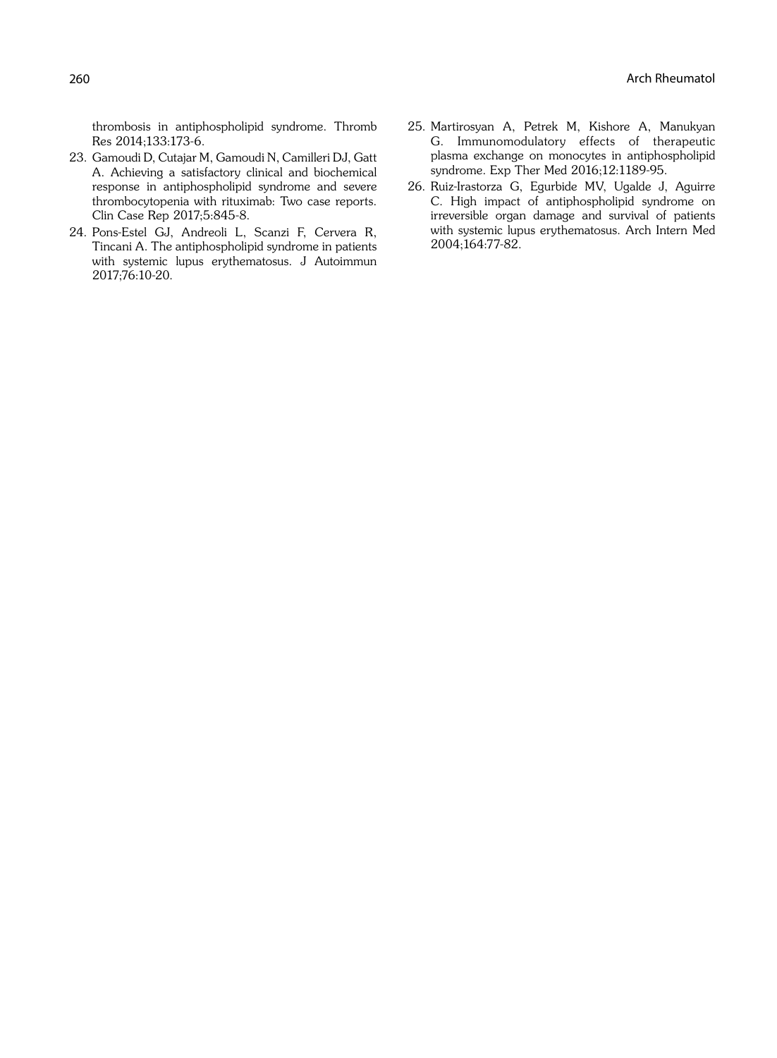thrombosis in antiphospholipid syndrome. Thromb Res 2014;133:173-6.

23. Gamoudi D, Cutajar M, Gamoudi N, Camilleri DJ, Gatt A. Achieving a satisfactory clinical and biochemical response in antiphospholipid syndrome and severe thrombocytopenia with rituximab: Two case reports. Clin Case Rep 2017;5:845-8.
24. Pons-Estel GJ, Andreoli L, Scanzi F, Cervera R, Tincani A. The antiphospholipid syndrome in patients with systemic lupus erythematosus. J Autoimmun 2017;76:10-20.
25. Martirosyan A, Petrek M, Kishore A, Manukyan G. Immunomodulatory effects of therapeutic plasma exchange on monocytes in antiphospholipid syndrome. Exp Ther Med 2016;12:1189-95.
26. Ruiz-Irastorza G, Egurbide MV, Ugalde J, Aguirre C. High impact of antiphospholipid syndrome on irreversible organ damage and survival of patients with systemic lupus erythematosus. Arch Intern Med 2004;164:77-82.